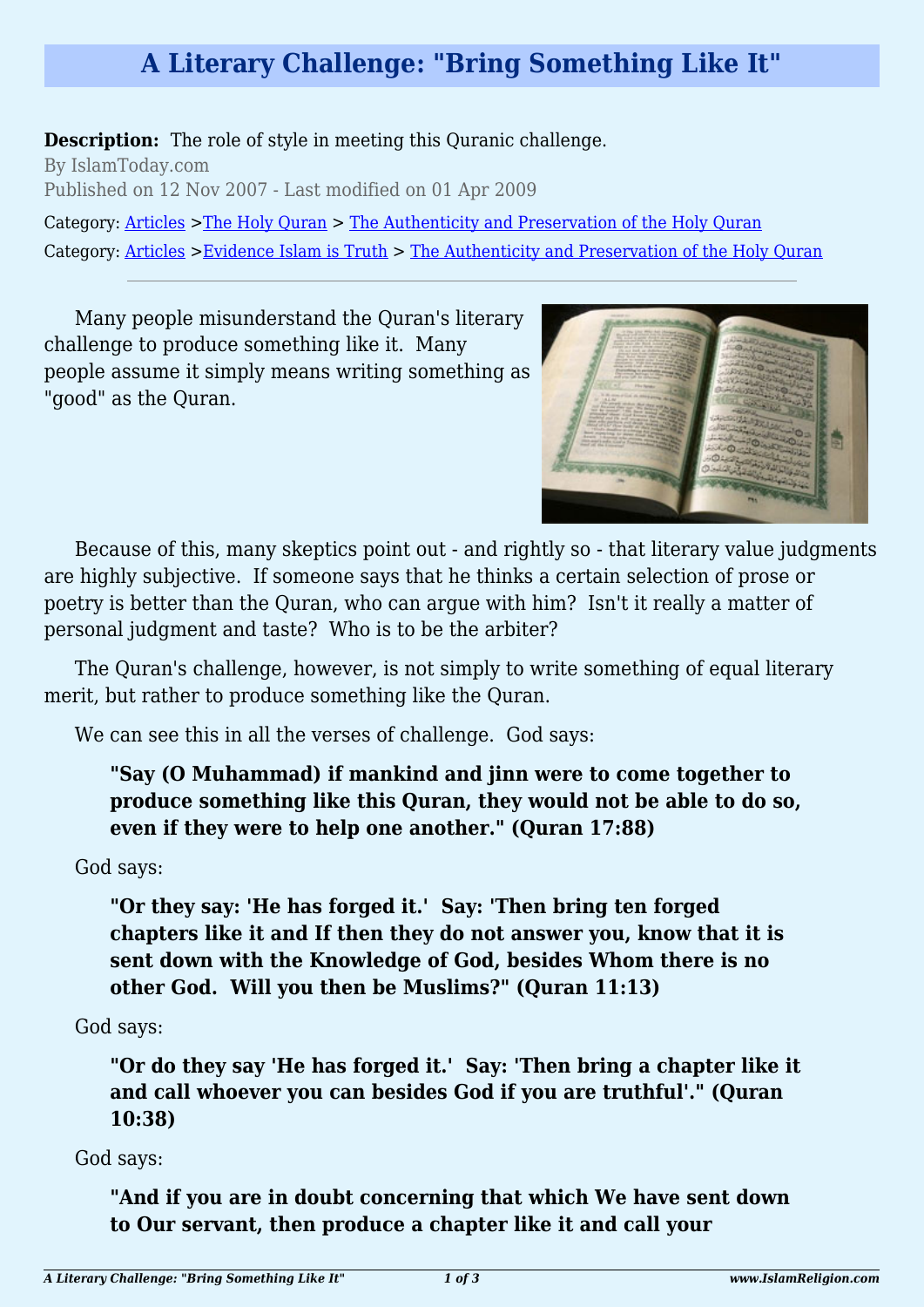# A Literary Challenge: "Bring Something Like It"

**Description:** The role of style in meeting this Quranic challenge.

By IslamToday.com

Published on 12 Nov 2007 - Last modified on 01 Apr 2009

Category: Articles >The Holy Quran > The Authenticity and Preservation of the Holy Quran

Category: Articles >Evidence Islam is Truth > The Authenticity and Preservation of the Holy Quran

---

Many people misunderstand the Quran's literary challenge to produce something like it. Many people assume it simply means writing something as "good" as the Quran.

Because of this, many skeptics point out - and rightly so - that literary value judgments are highly subjective. If someone says that he thinks a certain selection of prose or poetry is better than the Quran, who can argue with him? Isn't it really a matter of personal judgment and taste? Who is to be the arbiter?

The Quran's challenge, however, is not simply to write something of equal literary merit, but rather to produce something like the Quran.

We can see this in all the verses of challenge. God says:

> **"Say (O Muhammad) if mankind and jinn were to come together to produce something like this Quran, they would not be able to do so, even if they were to help one another." (Quran 17:88)**

God says:

> **"Or they say: 'He has forged it.' Say: 'Then bring ten forged chapters like it and If then they do not answer you, know that it is sent down with the Knowledge of God, besides Whom there is no other God. Will you then be Muslims?" (Quran 11:13)**

God says:

> **"Or do they say 'He has forged it.' Say: 'Then bring a chapter like it and call whoever you can besides God if you are truthful'." (Quran 10:38)**

God says:

> **"And if you are in doubt concerning that which We have sent down to Our servant, then produce a chapter like it and call your**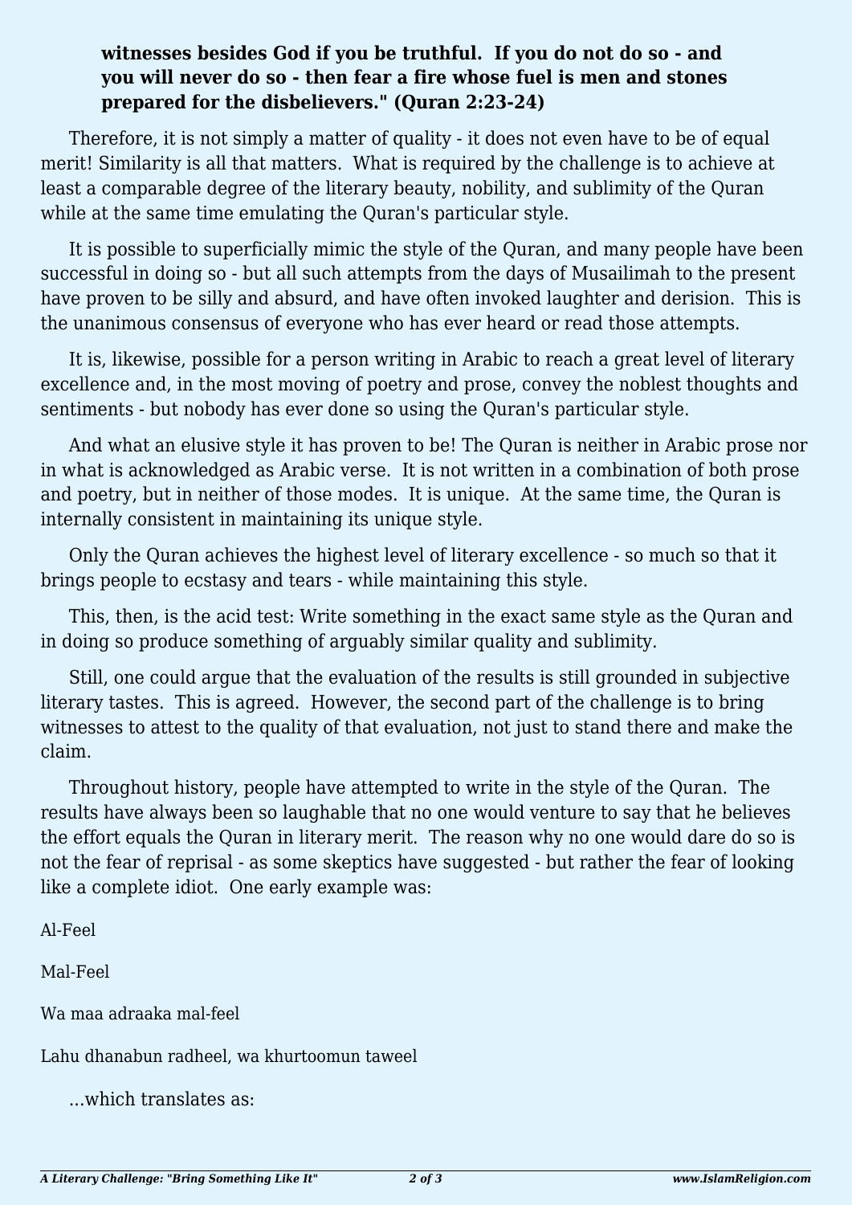> **witnesses besides God if you be truthful. If you do not do so - and you will never do so - then fear a fire whose fuel is men and stones prepared for the disbelievers." (Quran 2:23-24)**

Therefore, it is not simply a matter of quality - it does not even have to be of equal merit! Similarity is all that matters. What is required by the challenge is to achieve at least a comparable degree of the literary beauty, nobility, and sublimity of the Quran while at the same time emulating the Quran's particular style.

It is possible to superficially mimic the style of the Quran, and many people have been successful in doing so - but all such attempts from the days of Musailimah to the present have proven to be silly and absurd, and have often invoked laughter and derision. This is the unanimous consensus of everyone who has ever heard or read those attempts.

It is, likewise, possible for a person writing in Arabic to reach a great level of literary excellence and, in the most moving of poetry and prose, convey the noblest thoughts and sentiments - but nobody has ever done so using the Quran's particular style.

And what an elusive style it has proven to be! The Quran is neither in Arabic prose nor in what is acknowledged as Arabic verse. It is not written in a combination of both prose and poetry, but in neither of those modes. It is unique. At the same time, the Quran is internally consistent in maintaining its unique style.

Only the Quran achieves the highest level of literary excellence - so much so that it brings people to ecstasy and tears - while maintaining this style.

This, then, is the acid test: Write something in the exact same style as the Quran and in doing so produce something of arguably similar quality and sublimity.

Still, one could argue that the evaluation of the results is still grounded in subjective literary tastes. This is agreed. However, the second part of the challenge is to bring witnesses to attest to the quality of that evaluation, not just to stand there and make the claim.

Throughout history, people have attempted to write in the style of the Quran. The results have always been so laughable that no one would venture to say that he believes the effort equals the Quran in literary merit. The reason why no one would dare do so is not the fear of reprisal - as some skeptics have suggested - but rather the fear of looking like a complete idiot. One early example was:

Al-Feel

Mal-Feel

Wa maa adraaka mal-feel

Lahu dhanabun radheel, wa khurtoomun taweel

...which translates as: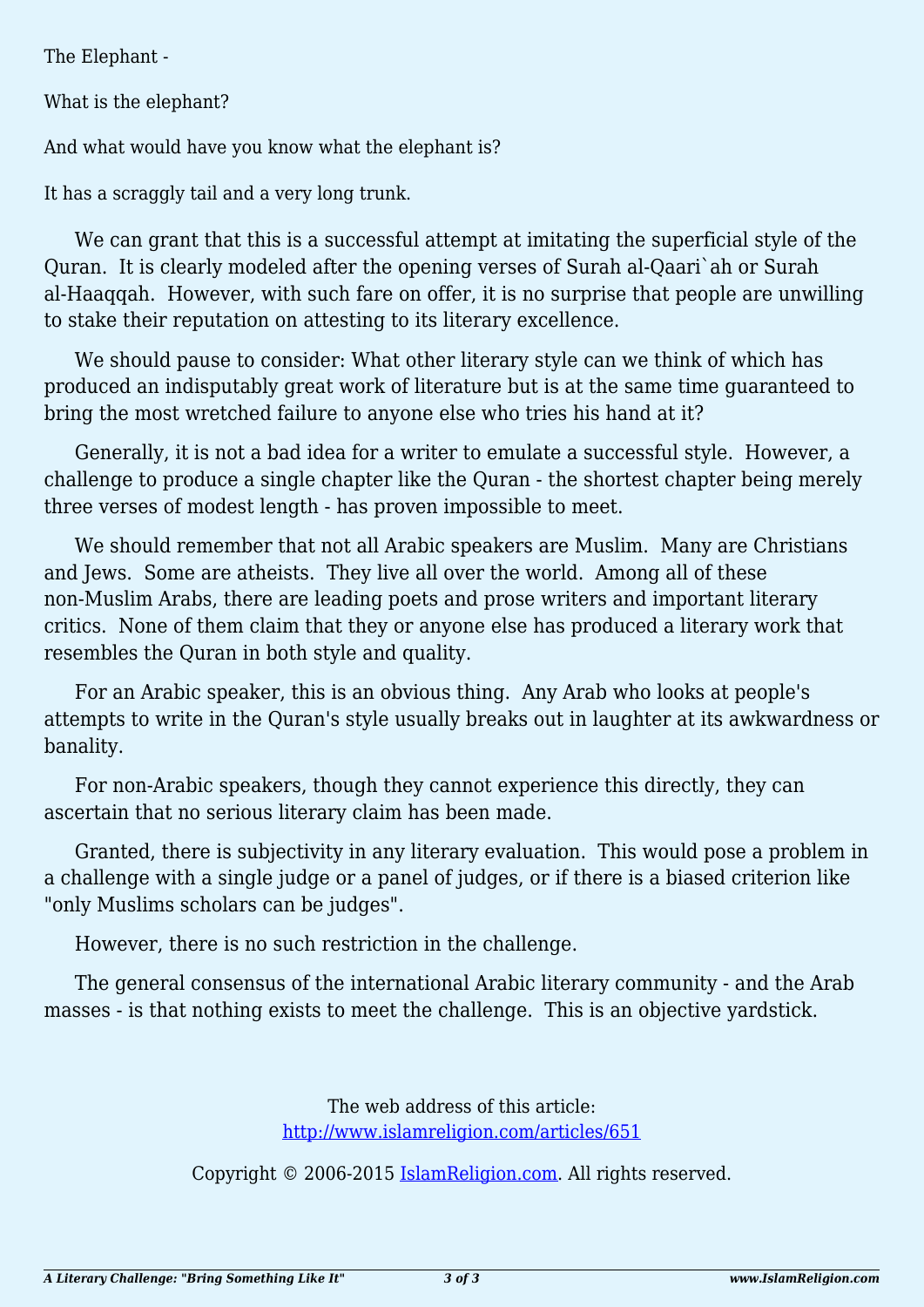The Elephant -

What is the elephant?

And what would have you know what the elephant is?

It has a scraggly tail and a very long trunk.

We can grant that this is a successful attempt at imitating the superficial style of the Quran. It is clearly modeled after the opening verses of Surah al-Qaari`ah or Surah al-Haaqqah. However, with such fare on offer, it is no surprise that people are unwilling to stake their reputation on attesting to its literary excellence.

We should pause to consider: What other literary style can we think of which has produced an indisputably great work of literature but is at the same time guaranteed to bring the most wretched failure to anyone else who tries his hand at it?

Generally, it is not a bad idea for a writer to emulate a successful style. However, a challenge to produce a single chapter like the Quran - the shortest chapter being merely three verses of modest length - has proven impossible to meet.

We should remember that not all Arabic speakers are Muslim. Many are Christians and Jews. Some are atheists. They live all over the world. Among all of these non-Muslim Arabs, there are leading poets and prose writers and important literary critics. None of them claim that they or anyone else has produced a literary work that resembles the Quran in both style and quality.

For an Arabic speaker, this is an obvious thing. Any Arab who looks at people's attempts to write in the Quran's style usually breaks out in laughter at its awkwardness or banality.

For non-Arabic speakers, though they cannot experience this directly, they can ascertain that no serious literary claim has been made.

Granted, there is subjectivity in any literary evaluation. This would pose a problem in a challenge with a single judge or a panel of judges, or if there is a biased criterion like "only Muslims scholars can be judges".

However, there is no such restriction in the challenge.

The general consensus of the international Arabic literary community - and the Arab masses - is that nothing exists to meet the challenge. This is an objective yardstick.

The web address of this article:
[http://www.islamreligion.com/articles/651](http://www.islamreligion.com/articles/651)

Copyright © 2006-2015 [IslamReligion.com](http://www.islamreligion.com). All rights reserved.